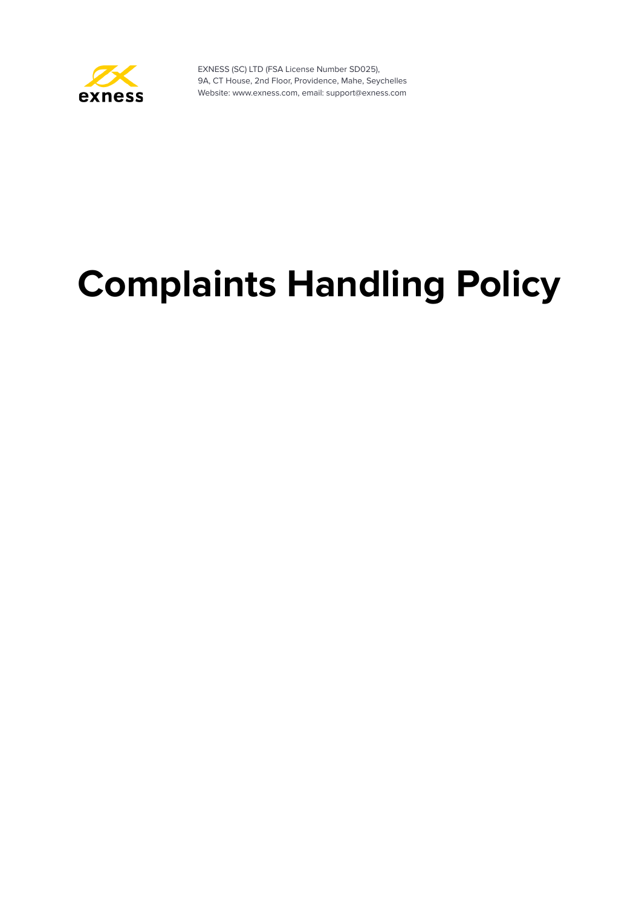EXNESS (SC) LTD (FSA License Number SD025),
9A, CT House, 2nd Floor, Providence, Mahe, Seychelles
Website: www.exness.com, email: support@exness.com

# Complaints Handling Policy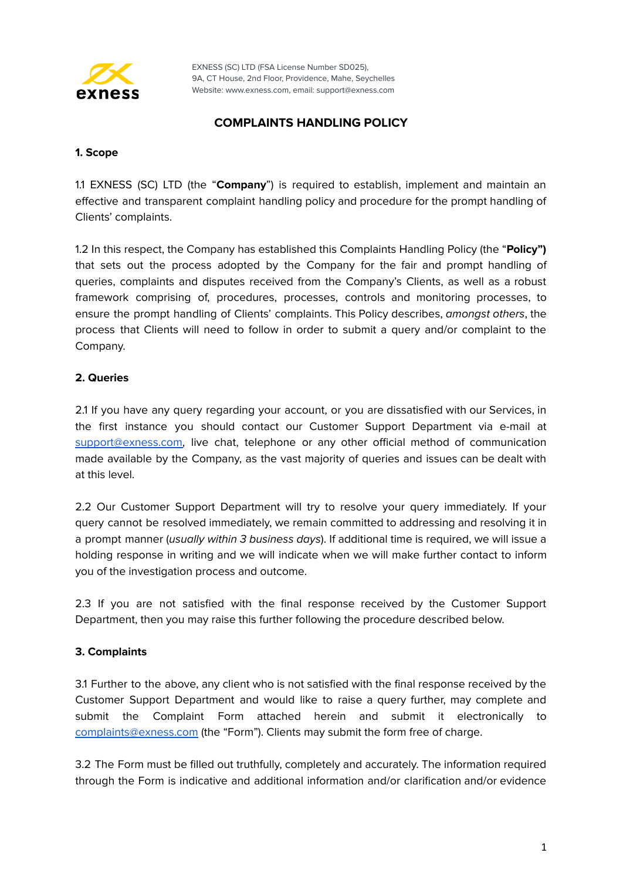EXNESS (SC) LTD (FSA License Number SD025),
9A, CT House, 2nd Floor, Providence, Mahe, Seychelles
Website: www.exness.com, email: support@exness.com

## COMPLAINTS HANDLING POLICY

### 1. Scope

1.1 EXNESS (SC) LTD (the "**Company**") is required to establish, implement and maintain an effective and transparent complaint handling policy and procedure for the prompt handling of Clients' complaints.

1.2 In this respect, the Company has established this Complaints Handling Policy (the "**Policy")** that sets out the process adopted by the Company for the fair and prompt handling of queries, complaints and disputes received from the Company's Clients, as well as a robust framework comprising of, procedures, processes, controls and monitoring processes, to ensure the prompt handling of Clients' complaints. This Policy describes, *amongst others*, the process that Clients will need to follow in order to submit a query and/or complaint to the Company.

### 2. Queries

2.1 If you have any query regarding your account, or you are dissatisfied with our Services, in the first instance you should contact our Customer Support Department via e-mail at support@exness.com, live chat, telephone or any other official method of communication made available by the Company, as the vast majority of queries and issues can be dealt with at this level.

2.2 Our Customer Support Department will try to resolve your query immediately. If your query cannot be resolved immediately, we remain committed to addressing and resolving it in a prompt manner (*usually within 3 business days*). If additional time is required, we will issue a holding response in writing and we will indicate when we will make further contact to inform you of the investigation process and outcome.

2.3 If you are not satisfied with the final response received by the Customer Support Department, then you may raise this further following the procedure described below.

### 3. Complaints

3.1 Further to the above, any client who is not satisfied with the final response received by the Customer Support Department and would like to raise a query further, may complete and submit the Complaint Form attached herein and submit it electronically to complaints@exness.com (the "Form"). Clients may submit the form free of charge.

3.2 The Form must be filled out truthfully, completely and accurately. The information required through the Form is indicative and additional information and/or clarification and/or evidence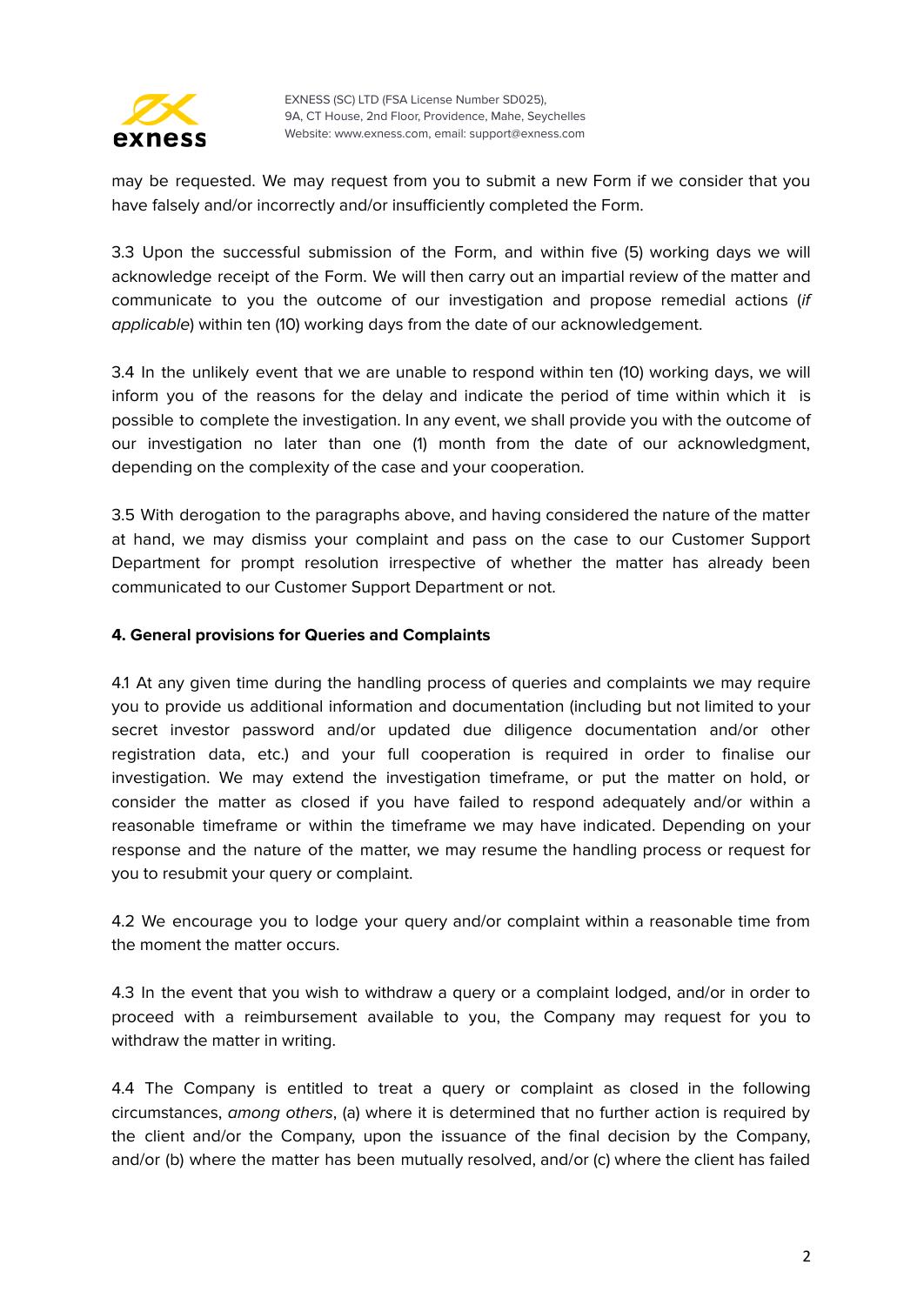may be requested. We may request from you to submit a new Form if we consider that you have falsely and/or incorrectly and/or insufficiently completed the Form.

3.3 Upon the successful submission of the Form, and within five (5) working days we will acknowledge receipt of the Form. We will then carry out an impartial review of the matter and communicate to you the outcome of our investigation and propose remedial actions (*if applicable*) within ten (10) working days from the date of our acknowledgement.

3.4 In the unlikely event that we are unable to respond within ten (10) working days, we will inform you of the reasons for the delay and indicate the period of time within which it is possible to complete the investigation. In any event, we shall provide you with the outcome of our investigation no later than one (1) month from the date of our acknowledgment, depending on the complexity of the case and your cooperation.

3.5 With derogation to the paragraphs above, and having considered the nature of the matter at hand, we may dismiss your complaint and pass on the case to our Customer Support Department for prompt resolution irrespective of whether the matter has already been communicated to our Customer Support Department or not.

**4. General provisions for Queries and Complaints**

4.1 At any given time during the handling process of queries and complaints we may require you to provide us additional information and documentation (including but not limited to your secret investor password and/or updated due diligence documentation and/or other registration data, etc.) and your full cooperation is required in order to finalise our investigation. We may extend the investigation timeframe, or put the matter on hold, or consider the matter as closed if you have failed to respond adequately and/or within a reasonable timeframe or within the timeframe we may have indicated. Depending on your response and the nature of the matter, we may resume the handling process or request for you to resubmit your query or complaint.

4.2 We encourage you to lodge your query and/or complaint within a reasonable time from the moment the matter occurs.

4.3 In the event that you wish to withdraw a query or a complaint lodged, and/or in order to proceed with a reimbursement available to you, the Company may request for you to withdraw the matter in writing.

4.4 The Company is entitled to treat a query or complaint as closed in the following circumstances, *among others*, (a) where it is determined that no further action is required by the client and/or the Company, upon the issuance of the final decision by the Company, and/or (b) where the matter has been mutually resolved, and/or (c) where the client has failed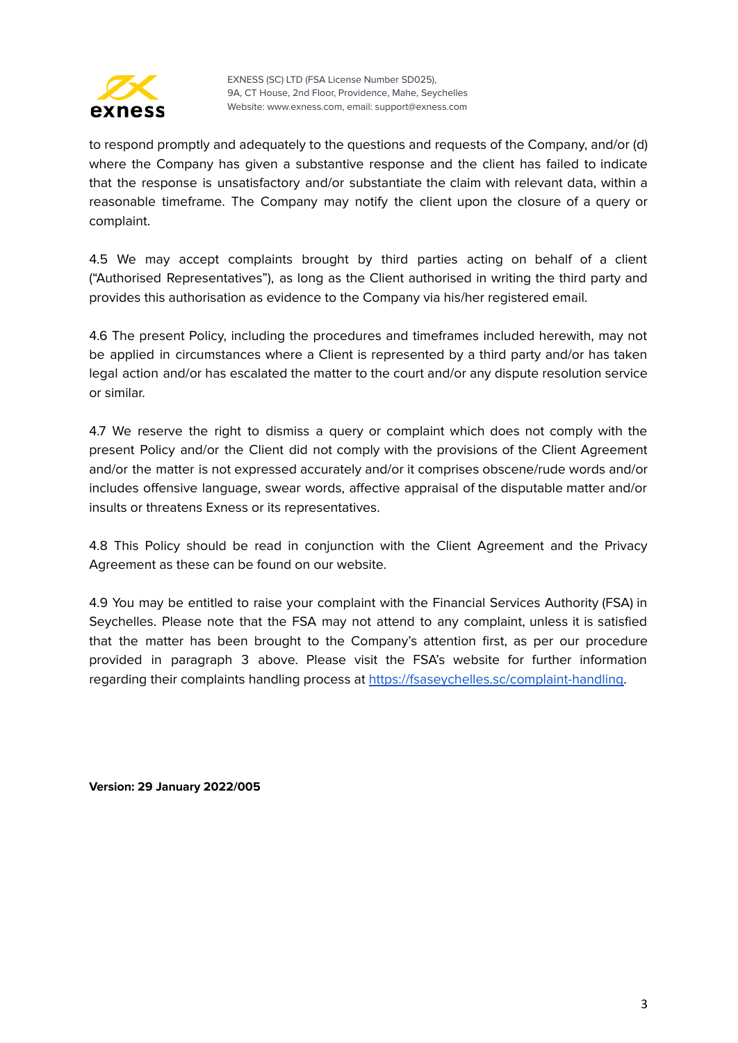to respond promptly and adequately to the questions and requests of the Company, and/or (d) where the Company has given a substantive response and the client has failed to indicate that the response is unsatisfactory and/or substantiate the claim with relevant data, within a reasonable timeframe. The Company may notify the client upon the closure of a query or complaint.

4.5 We may accept complaints brought by third parties acting on behalf of a client ("Authorised Representatives"), as long as the Client authorised in writing the third party and provides this authorisation as evidence to the Company via his/her registered email.

4.6 The present Policy, including the procedures and timeframes included herewith, may not be applied in circumstances where a Client is represented by a third party and/or has taken legal action and/or has escalated the matter to the court and/or any dispute resolution service or similar.

4.7 We reserve the right to dismiss a query or complaint which does not comply with the present Policy and/or the Client did not comply with the provisions of the Client Agreement and/or the matter is not expressed accurately and/or it comprises obscene/rude words and/or includes offensive language, swear words, affective appraisal of the disputable matter and/or insults or threatens Exness or its representatives.

4.8 This Policy should be read in conjunction with the Client Agreement and the Privacy Agreement as these can be found on our website.

4.9 You may be entitled to raise your complaint with the Financial Services Authority (FSA) in Seychelles. Please note that the FSA may not attend to any complaint, unless it is satisfied that the matter has been brought to the Company's attention first, as per our procedure provided in paragraph 3 above. Please visit the FSA's website for further information regarding their complaints handling process at [https://fsaseychelles.sc/complaint-handling](https://fsaseychelles.sc/complaint-handling).

**Version: 29 January 2022/005**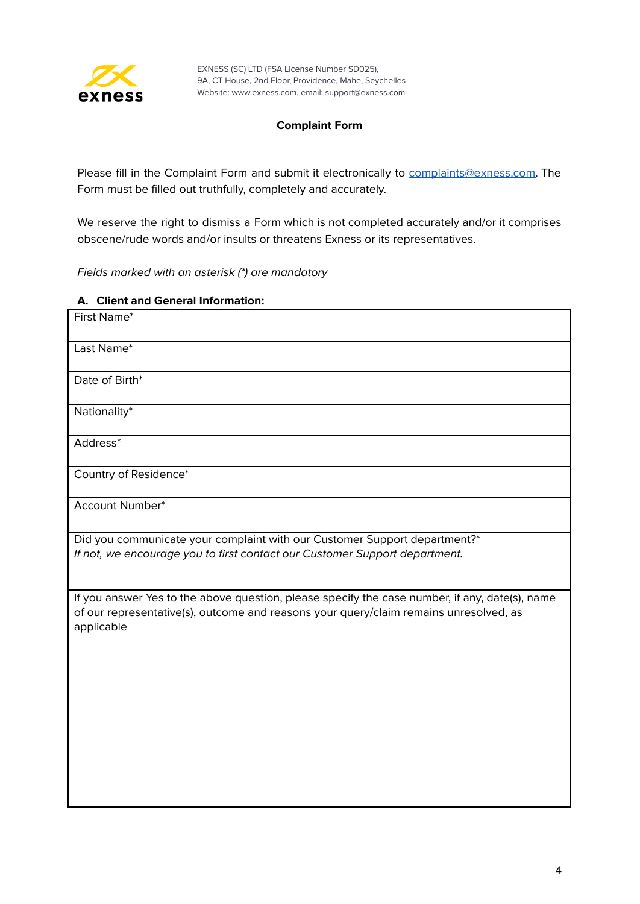EXNESS (SC) LTD (FSA License Number SD025),
9A, CT House, 2nd Floor, Providence, Mahe, Seychelles
Website: www.exness.com, email: support@exness.com

## Complaint Form

Please fill in the Complaint Form and submit it electronically to [complaints@exness.com](mailto:complaints@exness.com). The Form must be filled out truthfully, completely and accurately.

We reserve the right to dismiss a Form which is not completed accurately and/or it comprises obscene/rude words and/or insults or threatens Exness or its representatives.

*Fields marked with an asterisk (*) are mandatory*

### A. Client and General Information:

| First Name* |
|---|
| Last Name* |
| Date of Birth* |
| Nationality* |
| Address* |
| Country of Residence* |
| Account Number* |
| Did you communicate your complaint with our Customer Support department?* *If not, we encourage you to first contact our Customer Support department.* |
| If you answer Yes to the above question, please specify the case number, if any, date(s), name of our representative(s), outcome and reasons your query/claim remains unresolved, as applicable |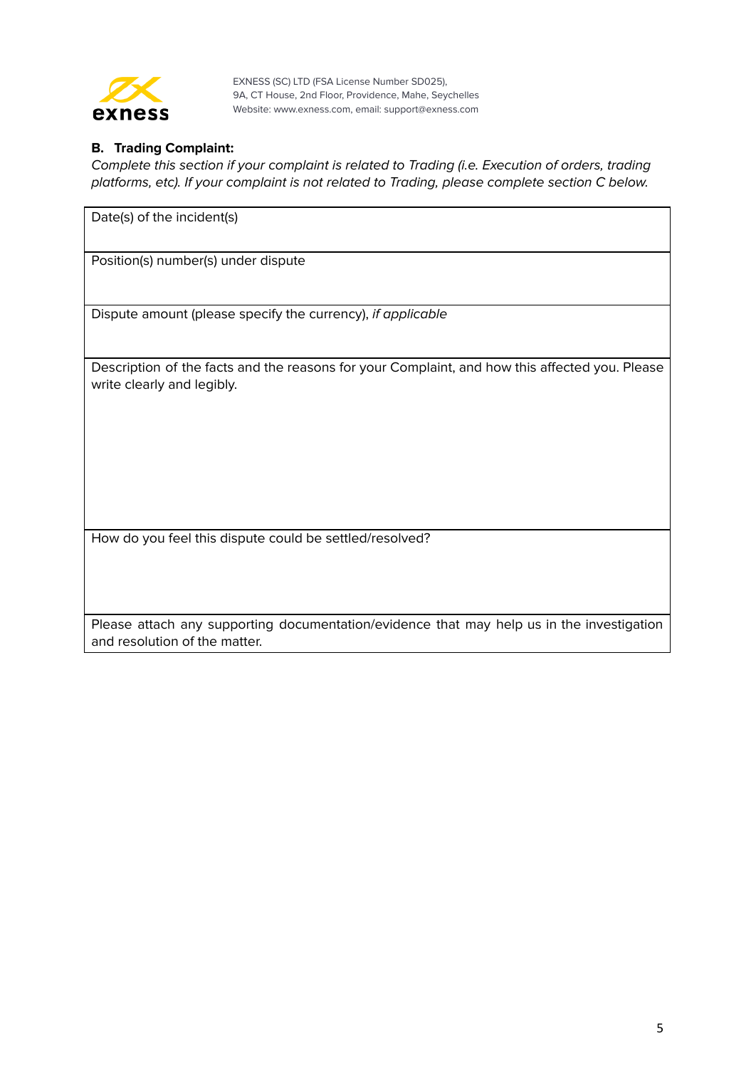EXNESS (SC) LTD (FSA License Number SD025),
9A, CT House, 2nd Floor, Providence, Mahe, Seychelles
Website: www.exness.com, email: support@exness.com

### B. Trading Complaint:

*Complete this section if your complaint is related to Trading (i.e. Execution of orders, trading platforms, etc). If your complaint is not related to Trading, please complete section C below.*

| Date(s) of the incident(s) |
|---|
| Position(s) number(s) under dispute |
| Dispute amount (please specify the currency), *if applicable* |
| Description of the facts and the reasons for your Complaint, and how this affected you. Please write clearly and legibly. |
| How do you feel this dispute could be settled/resolved? |
| Please attach any supporting documentation/evidence that may help us in the investigation and resolution of the matter. |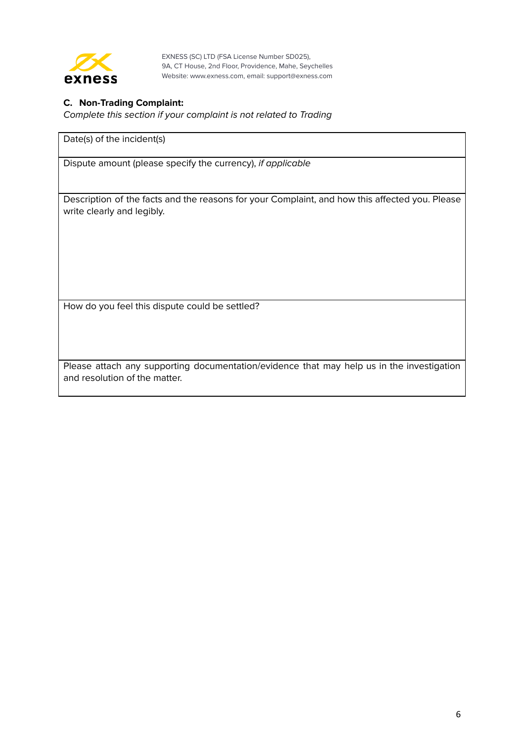EXNESS (SC) LTD (FSA License Number SD025),
9A, CT House, 2nd Floor, Providence, Mahe, Seychelles
Website: www.exness.com, email: support@exness.com

### C. Non-Trading Complaint:

*Complete this section if your complaint is not related to Trading*

| |
|---|
| Date(s) of the incident(s) |
| Dispute amount (please specify the currency), *if applicable* |
| Description of the facts and the reasons for your Complaint, and how this affected you. Please write clearly and legibly. |
| How do you feel this dispute could be settled? |
| Please attach any supporting documentation/evidence that may help us in the investigation and resolution of the matter. |